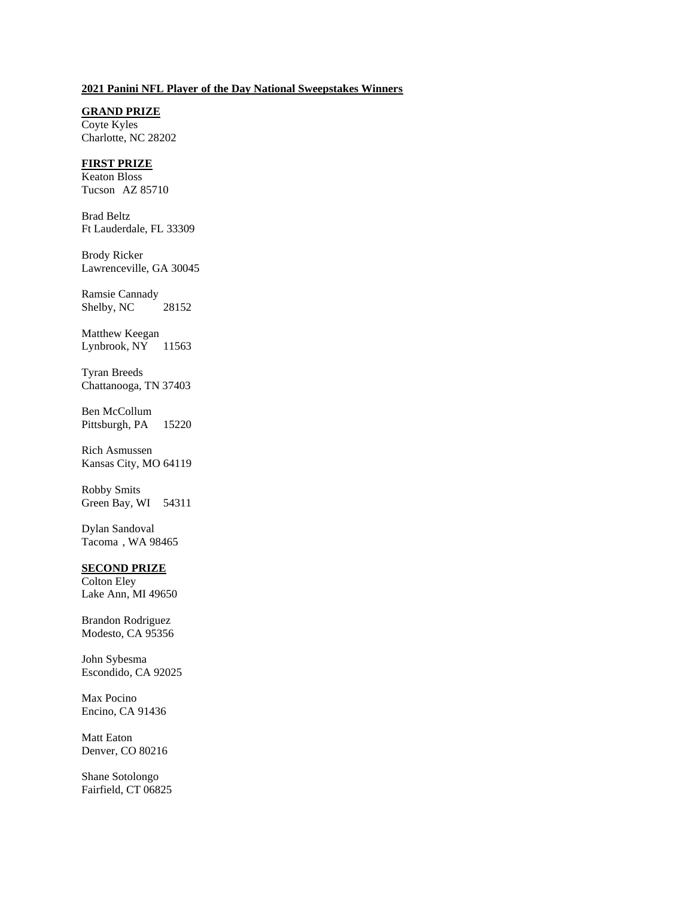**2021 Panini NFL Player of the Day National Sweepstakes Winners**

**GRAND PRIZE**
Coyte Kyles
Charlotte, NC 28202

**FIRST PRIZE**
Keaton Bloss
Tucson AZ 85710

Brad Beltz
Ft Lauderdale, FL 33309

Brody Ricker
Lawrenceville, GA 30045

Ramsie Cannady
Shelby, NC 28152

Matthew Keegan
Lynbrook, NY 11563

Tyran Breeds
Chattanooga, TN 37403

Ben McCollum
Pittsburgh, PA 15220

Rich Asmussen
Kansas City, MO 64119

Robby Smits
Green Bay, WI 54311

Dylan Sandoval
Tacoma , WA 98465

**SECOND PRIZE**
Colton Eley
Lake Ann, MI 49650

Brandon Rodriguez
Modesto, CA 95356

John Sybesma
Escondido, CA 92025

Max Pocino
Encino, CA 91436

Matt Eaton
Denver, CO 80216

Shane Sotolongo
Fairfield, CT 06825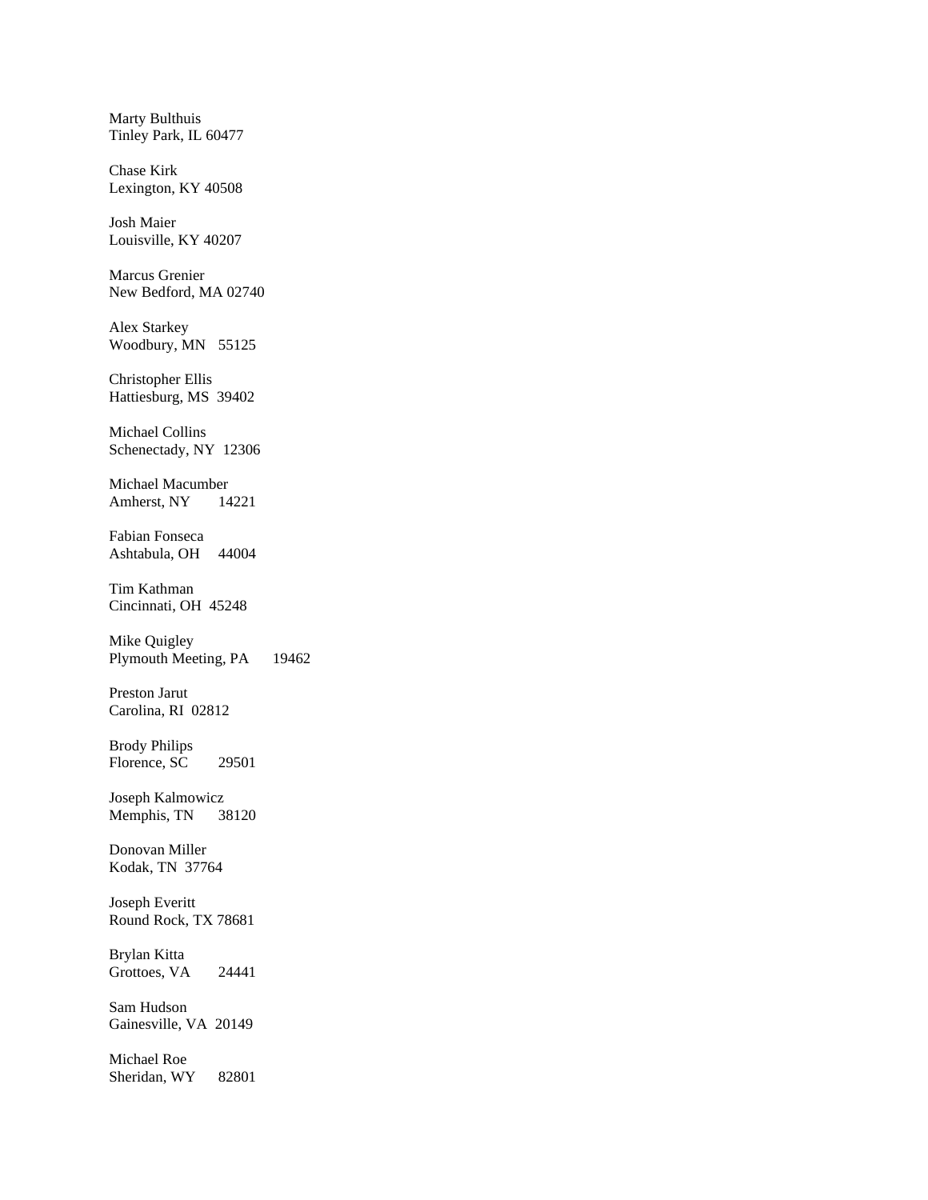Marty Bulthuis
Tinley Park, IL 60477

Chase Kirk
Lexington, KY 40508

Josh Maier
Louisville, KY 40207

Marcus Grenier
New Bedford, MA 02740

Alex Starkey
Woodbury, MN 55125

Christopher Ellis
Hattiesburg, MS 39402

Michael Collins
Schenectady, NY 12306

Michael Macumber
Amherst, NY 14221

Fabian Fonseca
Ashtabula, OH 44004

Tim Kathman
Cincinnati, OH 45248

Mike Quigley
Plymouth Meeting, PA 19462

Preston Jarut
Carolina, RI 02812

Brody Philips
Florence, SC 29501

Joseph Kalmowicz
Memphis, TN 38120

Donovan Miller
Kodak, TN 37764

Joseph Everitt
Round Rock, TX 78681

Brylan Kitta
Grottoes, VA 24441

Sam Hudson
Gainesville, VA 20149

Michael Roe
Sheridan, WY 82801